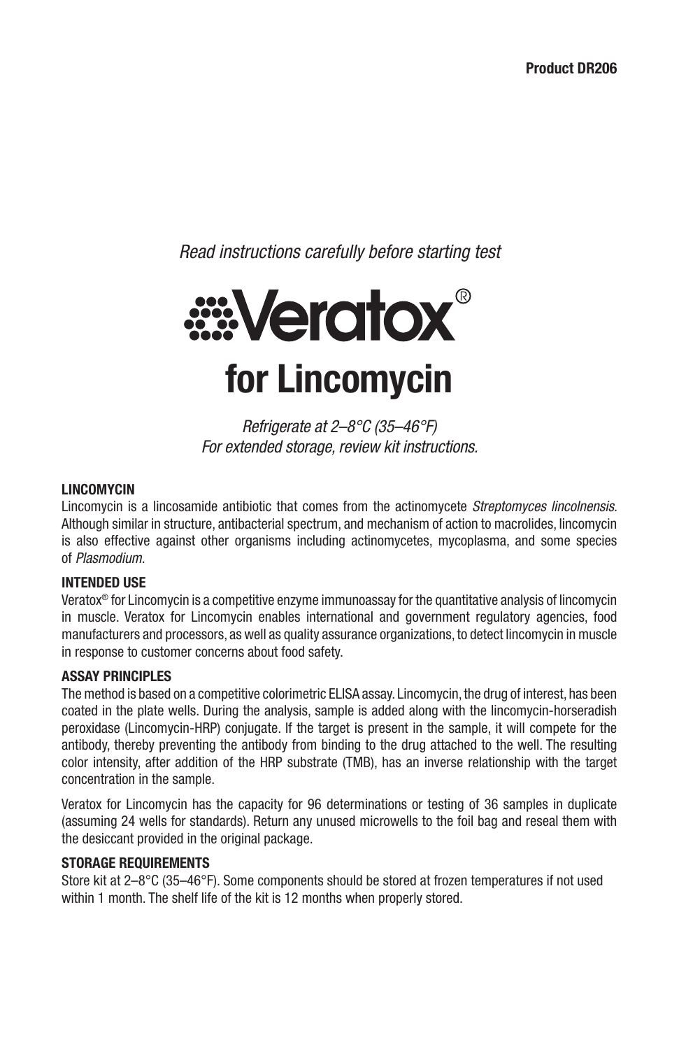**Product DR206**

*Read instructions carefully before starting test*

# Veratox®

# for Lincomycin

*Refrigerate at 2–8°C (35–46°F)*
*For extended storage, review kit instructions.*

## LINCOMYCIN

Lincomycin is a lincosamide antibiotic that comes from the actinomycete *Streptomyces lincolnensis*. Although similar in structure, antibacterial spectrum, and mechanism of action to macrolides, lincomycin is also effective against other organisms including actinomycetes, mycoplasma, and some species of *Plasmodium*.

## INTENDED USE

Veratox® for Lincomycin is a competitive enzyme immunoassay for the quantitative analysis of lincomycin in muscle. Veratox for Lincomycin enables international and government regulatory agencies, food manufacturers and processors, as well as quality assurance organizations, to detect lincomycin in muscle in response to customer concerns about food safety.

## ASSAY PRINCIPLES

The method is based on a competitive colorimetric ELISA assay. Lincomycin, the drug of interest, has been coated in the plate wells. During the analysis, sample is added along with the lincomycin-horseradish peroxidase (Lincomycin-HRP) conjugate. If the target is present in the sample, it will compete for the antibody, thereby preventing the antibody from binding to the drug attached to the well. The resulting color intensity, after addition of the HRP substrate (TMB), has an inverse relationship with the target concentration in the sample.

Veratox for Lincomycin has the capacity for 96 determinations or testing of 36 samples in duplicate (assuming 24 wells for standards). Return any unused microwells to the foil bag and reseal them with the desiccant provided in the original package.

## STORAGE REQUIREMENTS

Store kit at 2–8°C (35–46°F). Some components should be stored at frozen temperatures if not used within 1 month. The shelf life of the kit is 12 months when properly stored.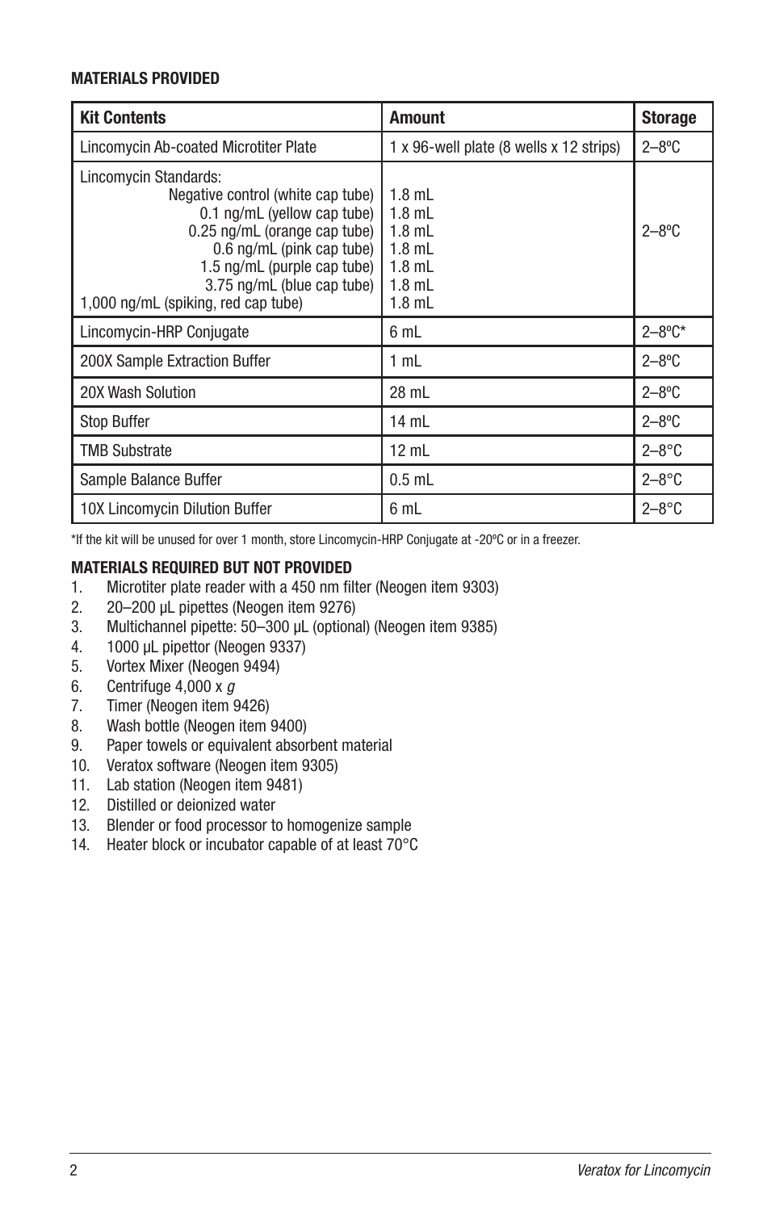**MATERIALS PROVIDED**

| Kit Contents | Amount | Storage |
|---|---|---|
| Lincomycin Ab-coated Microtiter Plate | 1 x 96-well plate (8 wells x 12 strips) | 2–8ºC |
| Lincomycin Standards:<br>Negative control (white cap tube)<br>0.1 ng/mL (yellow cap tube)<br>0.25 ng/mL (orange cap tube)<br>0.6 ng/mL (pink cap tube)<br>1.5 ng/mL (purple cap tube)<br>3.75 ng/mL (blue cap tube)<br>1,000 ng/mL (spiking, red cap tube) | <br>1.8 mL<br>1.8 mL<br>1.8 mL<br>1.8 mL<br>1.8 mL<br>1.8 mL<br>1.8 mL | 2–8ºC |
| Lincomycin-HRP Conjugate | 6 mL | 2–8ºC* |
| 200X Sample Extraction Buffer | 1 mL | 2–8ºC |
| 20X Wash Solution | 28 mL | 2–8ºC |
| Stop Buffer | 14 mL | 2–8ºC |
| TMB Substrate | 12 mL | 2–8°C |
| Sample Balance Buffer | 0.5 mL | 2–8°C |
| 10X Lincomycin Dilution Buffer | 6 mL | 2–8°C |

*If the kit will be unused for over 1 month, store Lincomycin-HRP Conjugate at -20ºC or in a freezer.

**MATERIALS REQUIRED BUT NOT PROVIDED**

1. Microtiter plate reader with a 450 nm filter (Neogen item 9303)
2. 20–200 µL pipettes (Neogen item 9276)
3. Multichannel pipette: 50–300 µL (optional) (Neogen item 9385)
4. 1000 µL pipettor (Neogen 9337)
5. Vortex Mixer (Neogen 9494)
6. Centrifuge 4,000 x *g*
7. Timer (Neogen item 9426)
8. Wash bottle (Neogen item 9400)
9. Paper towels or equivalent absorbent material
10. Veratox software (Neogen item 9305)
11. Lab station (Neogen item 9481)
12. Distilled or deionized water
13. Blender or food processor to homogenize sample
14. Heater block or incubator capable of at least 70°C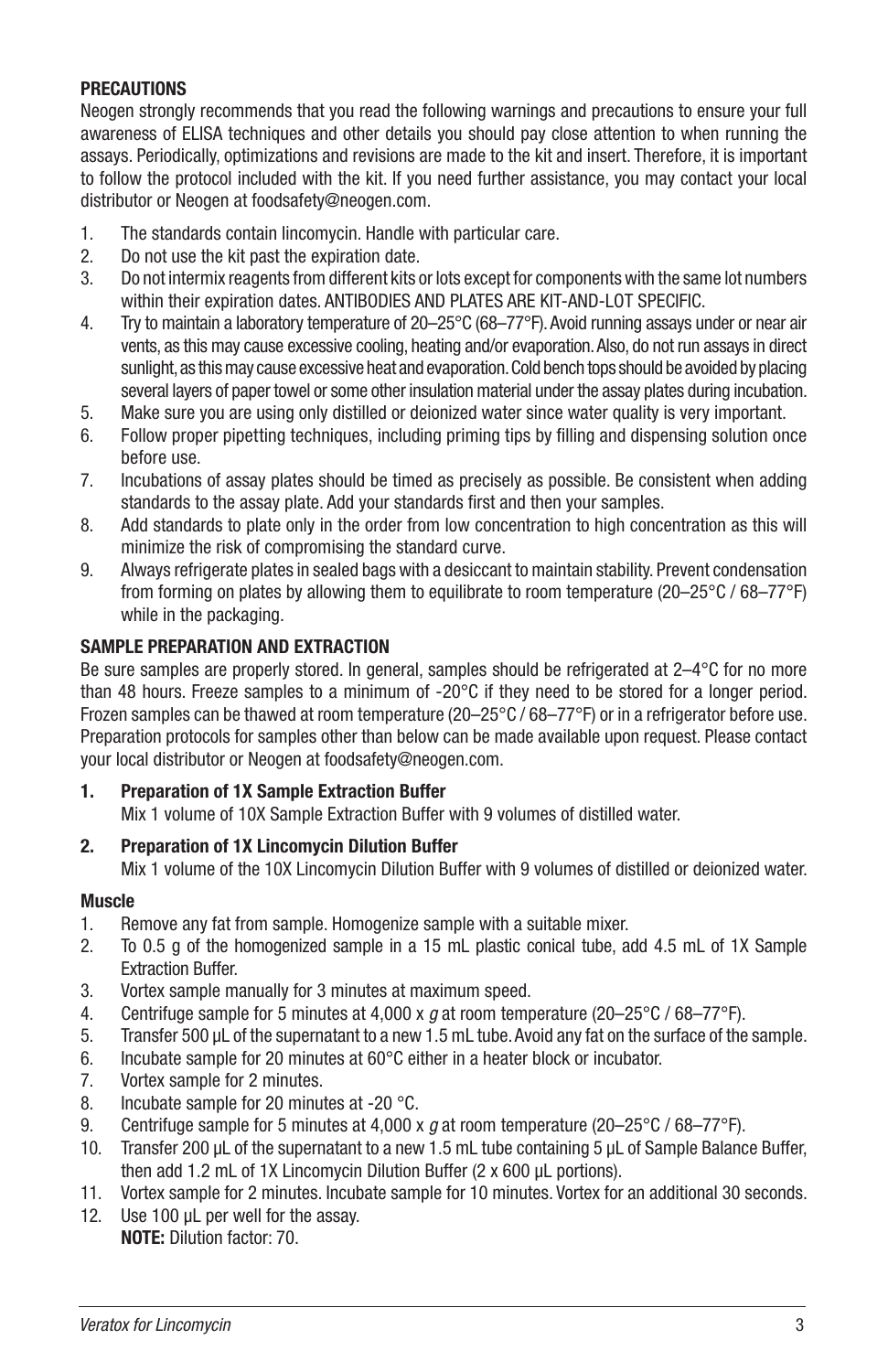## PRECAUTIONS

Neogen strongly recommends that you read the following warnings and precautions to ensure your full awareness of ELISA techniques and other details you should pay close attention to when running the assays. Periodically, optimizations and revisions are made to the kit and insert. Therefore, it is important to follow the protocol included with the kit. If you need further assistance, you may contact your local distributor or Neogen at foodsafety@neogen.com.

1. The standards contain lincomycin. Handle with particular care.
2. Do not use the kit past the expiration date.
3. Do not intermix reagents from different kits or lots except for components with the same lot numbers within their expiration dates. ANTIBODIES AND PLATES ARE KIT-AND-LOT SPECIFIC.
4. Try to maintain a laboratory temperature of 20–25°C (68–77°F). Avoid running assays under or near air vents, as this may cause excessive cooling, heating and/or evaporation. Also, do not run assays in direct sunlight, as this may cause excessive heat and evaporation. Cold bench tops should be avoided by placing several layers of paper towel or some other insulation material under the assay plates during incubation.
5. Make sure you are using only distilled or deionized water since water quality is very important.
6. Follow proper pipetting techniques, including priming tips by filling and dispensing solution once before use.
7. Incubations of assay plates should be timed as precisely as possible. Be consistent when adding standards to the assay plate. Add your standards first and then your samples.
8. Add standards to plate only in the order from low concentration to high concentration as this will minimize the risk of compromising the standard curve.
9. Always refrigerate plates in sealed bags with a desiccant to maintain stability. Prevent condensation from forming on plates by allowing them to equilibrate to room temperature (20–25°C / 68–77°F) while in the packaging.

## SAMPLE PREPARATION AND EXTRACTION

Be sure samples are properly stored. In general, samples should be refrigerated at 2–4°C for no more than 48 hours. Freeze samples to a minimum of -20°C if they need to be stored for a longer period. Frozen samples can be thawed at room temperature (20–25°C / 68–77°F) or in a refrigerator before use. Preparation protocols for samples other than below can be made available upon request. Please contact your local distributor or Neogen at foodsafety@neogen.com.

1. **Preparation of 1X Sample Extraction Buffer**
   Mix 1 volume of 10X Sample Extraction Buffer with 9 volumes of distilled water.

2. **Preparation of 1X Lincomycin Dilution Buffer**
   Mix 1 volume of the 10X Lincomycin Dilution Buffer with 9 volumes of distilled or deionized water.

### Muscle

1. Remove any fat from sample. Homogenize sample with a suitable mixer.
2. To 0.5 g of the homogenized sample in a 15 mL plastic conical tube, add 4.5 mL of 1X Sample Extraction Buffer.
3. Vortex sample manually for 3 minutes at maximum speed.
4. Centrifuge sample for 5 minutes at 4,000 x *g* at room temperature (20–25°C / 68–77°F).
5. Transfer 500 µL of the supernatant to a new 1.5 mL tube. Avoid any fat on the surface of the sample.
6. Incubate sample for 20 minutes at 60°C either in a heater block or incubator.
7. Vortex sample for 2 minutes.
8. Incubate sample for 20 minutes at -20 °C.
9. Centrifuge sample for 5 minutes at 4,000 x *g* at room temperature (20–25°C / 68–77°F).
10. Transfer 200 µL of the supernatant to a new 1.5 mL tube containing 5 µL of Sample Balance Buffer, then add 1.2 mL of 1X Lincomycin Dilution Buffer (2 x 600 µL portions).
11. Vortex sample for 2 minutes. Incubate sample for 10 minutes. Vortex for an additional 30 seconds.
12. Use 100 µL per well for the assay.
    **NOTE:** Dilution factor: 70.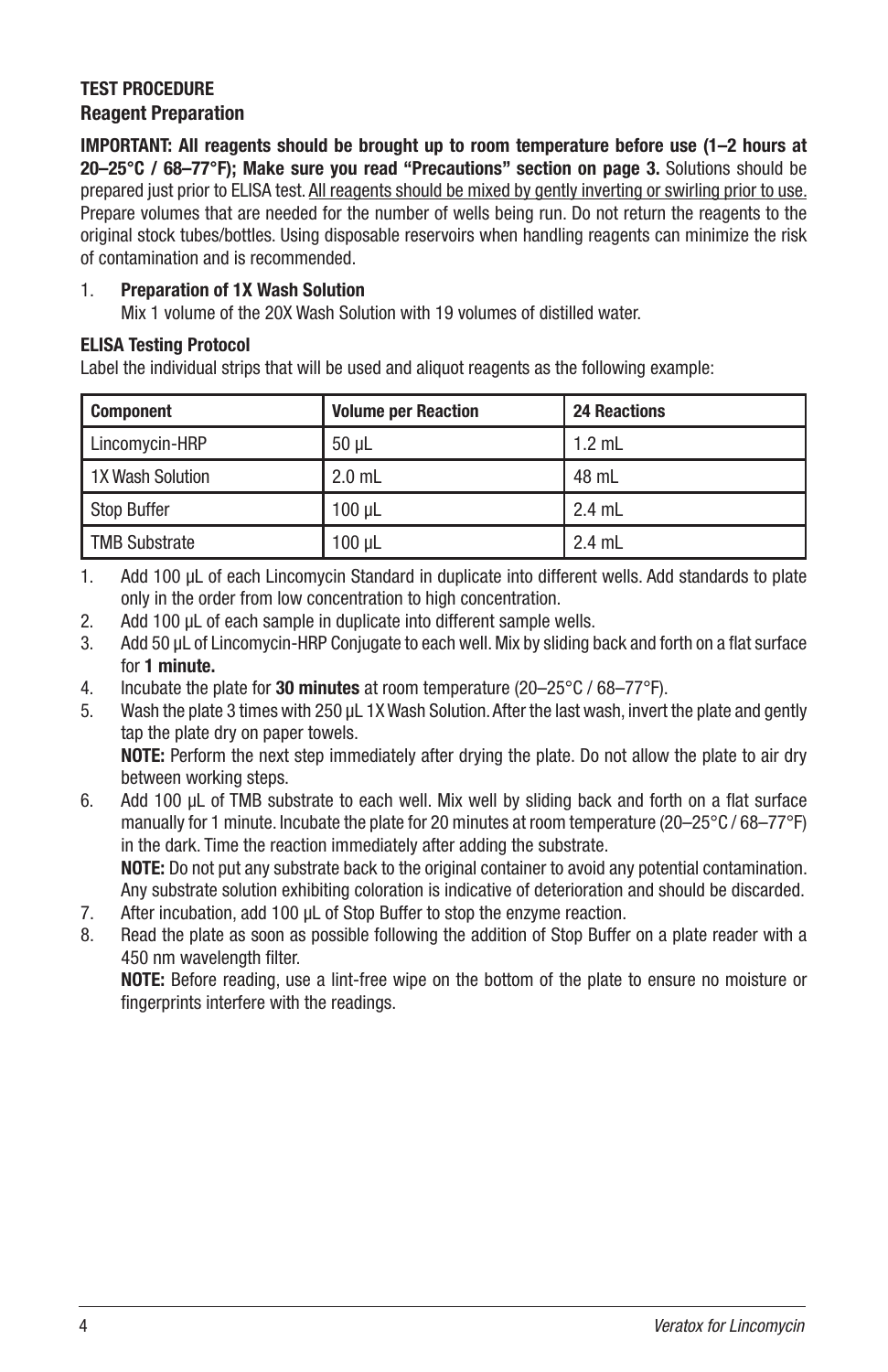## TEST PROCEDURE

### Reagent Preparation

**IMPORTANT: All reagents should be brought up to room temperature before use (1–2 hours at 20–25°C / 68–77°F); Make sure you read "Precautions" section on page 3.** Solutions should be prepared just prior to ELISA test. All reagents should be mixed by gently inverting or swirling prior to use. Prepare volumes that are needed for the number of wells being run. Do not return the reagents to the original stock tubes/bottles. Using disposable reservoirs when handling reagents can minimize the risk of contamination and is recommended.

1. **Preparation of 1X Wash Solution**
   Mix 1 volume of the 20X Wash Solution with 19 volumes of distilled water.

### ELISA Testing Protocol

Label the individual strips that will be used and aliquot reagents as the following example:

| Component | Volume per Reaction | 24 Reactions |
|---|---|---|
| Lincomycin-HRP | 50 µL | 1.2 mL |
| 1X Wash Solution | 2.0 mL | 48 mL |
| Stop Buffer | 100 µL | 2.4 mL |
| TMB Substrate | 100 µL | 2.4 mL |

1. Add 100 µL of each Lincomycin Standard in duplicate into different wells. Add standards to plate only in the order from low concentration to high concentration.
2. Add 100 µL of each sample in duplicate into different sample wells.
3. Add 50 µL of Lincomycin-HRP Conjugate to each well. Mix by sliding back and forth on a flat surface for **1 minute.**
4. Incubate the plate for **30 minutes** at room temperature (20–25°C / 68–77°F).
5. Wash the plate 3 times with 250 µL 1X Wash Solution. After the last wash, invert the plate and gently tap the plate dry on paper towels.
   **NOTE:** Perform the next step immediately after drying the plate. Do not allow the plate to air dry between working steps.
6. Add 100 µL of TMB substrate to each well. Mix well by sliding back and forth on a flat surface manually for 1 minute. Incubate the plate for 20 minutes at room temperature (20–25°C / 68–77°F) in the dark. Time the reaction immediately after adding the substrate.
   **NOTE:** Do not put any substrate back to the original container to avoid any potential contamination. Any substrate solution exhibiting coloration is indicative of deterioration and should be discarded.
7. After incubation, add 100 µL of Stop Buffer to stop the enzyme reaction.
8. Read the plate as soon as possible following the addition of Stop Buffer on a plate reader with a 450 nm wavelength filter.
   **NOTE:** Before reading, use a lint-free wipe on the bottom of the plate to ensure no moisture or fingerprints interfere with the readings.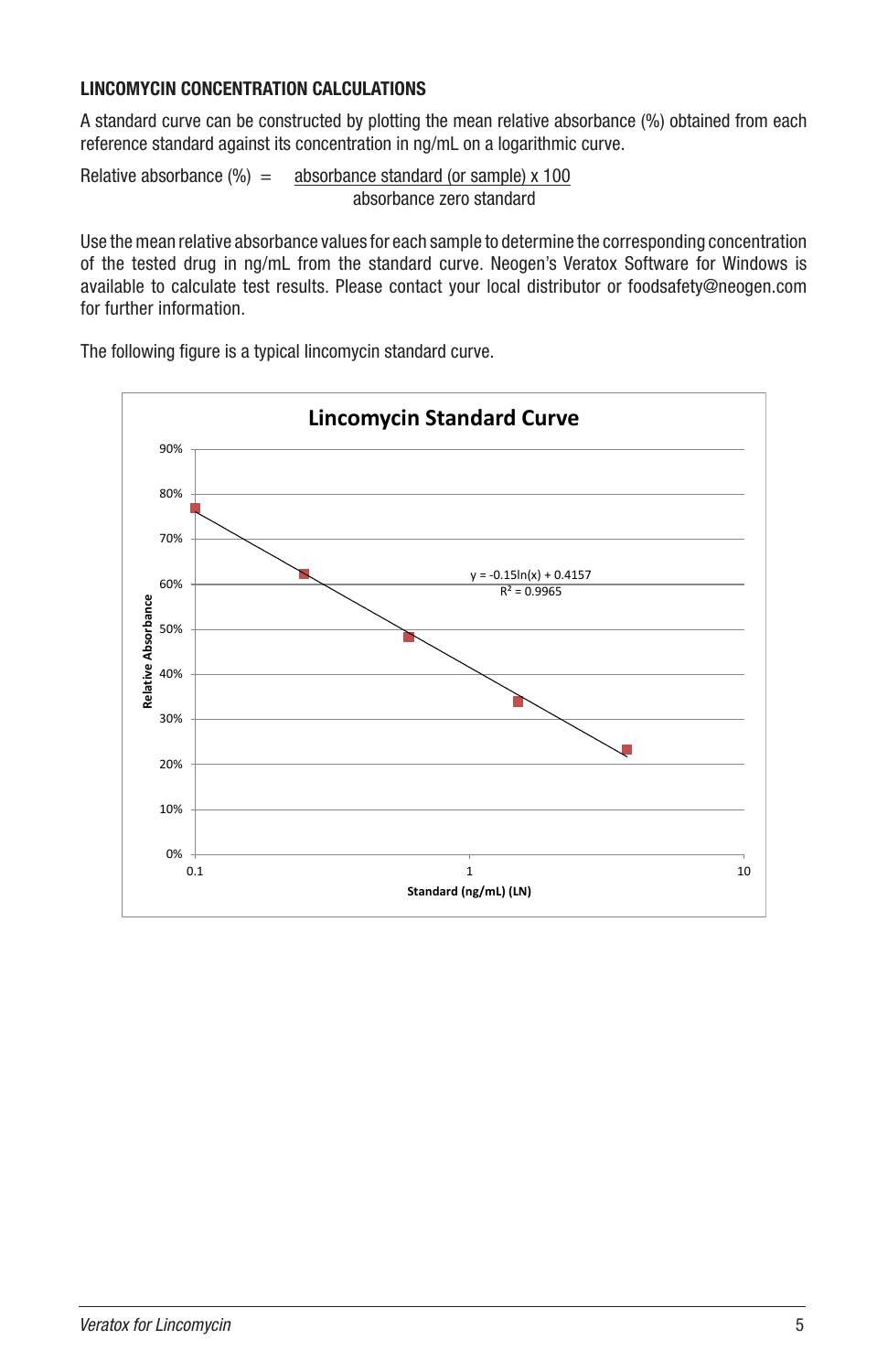### LINCOMYCIN CONCENTRATION CALCULATIONS

A standard curve can be constructed by plotting the mean relative absorbance (%) obtained from each reference standard against its concentration in ng/mL on a logarithmic curve.

$$\text{Relative absorbance (\%)} = \frac{\text{absorbance standard (or sample)} \times 100}{\text{absorbance zero standard}}$$

Use the mean relative absorbance values for each sample to determine the corresponding concentration of the tested drug in ng/mL from the standard curve. Neogen's Veratox Software for Windows is available to calculate test results. Please contact your local distributor or foodsafety@neogen.com for further information.

The following figure is a typical lincomycin standard curve.

**Lincomycin Standard Curve**

$y = -0.15\ln(x) + 0.4157$

$R^2 = 0.9965$

Relative Absorbance (y-axis: 0%–90%)

Standard (ng/mL) (LN) (x-axis: 0.1, 1, 10)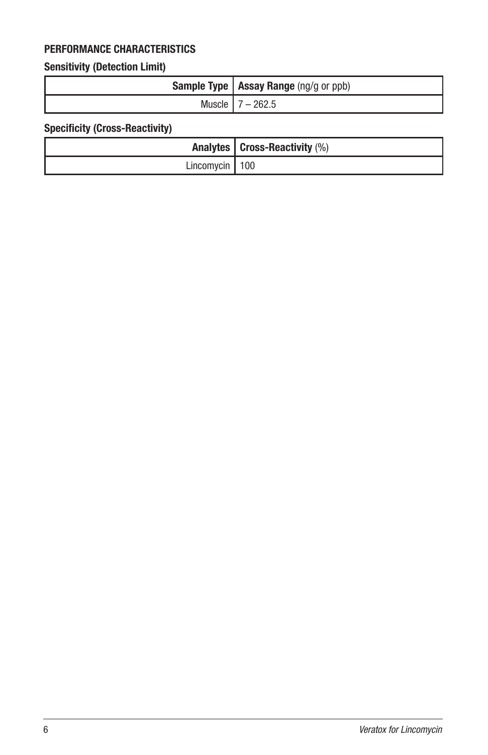## PERFORMANCE CHARACTERISTICS

### Sensitivity (Detection Limit)

| **Sample Type** | **Assay Range** (ng/g or ppb) |
|---:|---|
| Muscle | 7 – 262.5 |

### Specificity (Cross-Reactivity)

| **Analytes** | **Cross-Reactivity** (%) |
|---:|---|
| Lincomycin | 100 |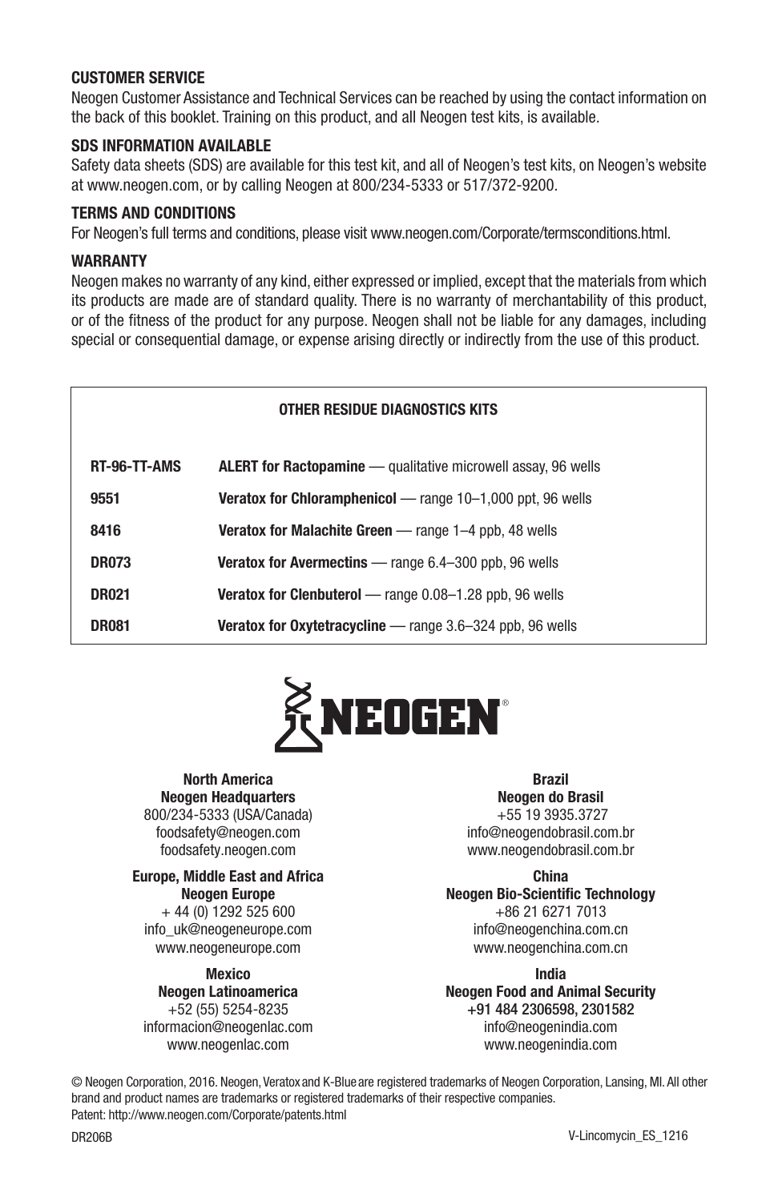### CUSTOMER SERVICE

Neogen Customer Assistance and Technical Services can be reached by using the contact information on the back of this booklet. Training on this product, and all Neogen test kits, is available.

### SDS INFORMATION AVAILABLE

Safety data sheets (SDS) are available for this test kit, and all of Neogen's test kits, on Neogen's website at www.neogen.com, or by calling Neogen at 800/234-5333 or 517/372-9200.

### TERMS AND CONDITIONS

For Neogen's full terms and conditions, please visit www.neogen.com/Corporate/termsconditions.html.

### WARRANTY

Neogen makes no warranty of any kind, either expressed or implied, except that the materials from which its products are made are of standard quality. There is no warranty of merchantability of this product, or of the fitness of the product for any purpose. Neogen shall not be liable for any damages, including special or consequential damage, or expense arising directly or indirectly from the use of this product.

| OTHER RESIDUE DIAGNOSTICS KITS | |
|---|---|
| **RT-96-TT-AMS** | **ALERT for Ractopamine** — qualitative microwell assay, 96 wells |
| **9551** | **Veratox for Chloramphenicol** — range 10–1,000 ppt, 96 wells |
| **8416** | **Veratox for Malachite Green** — range 1–4 ppb, 48 wells |
| **DR073** | **Veratox for Avermectins** — range 6.4–300 ppb, 96 wells |
| **DR021** | **Veratox for Clenbuterol** — range 0.08–1.28 ppb, 96 wells |
| **DR081** | **Veratox for Oxytetracycline** — range 3.6–324 ppb, 96 wells |

NEOGEN®

**North America**
**Neogen Headquarters**
800/234-5333 (USA/Canada)
foodsafety@neogen.com
foodsafety.neogen.com

**Europe, Middle East and Africa**
**Neogen Europe**
+ 44 (0) 1292 525 600
info_uk@neogeneurope.com
www.neogeneurope.com

**Mexico**
**Neogen Latinoamerica**
+52 (55) 5254-8235
informacion@neogenlac.com
www.neogenlac.com

**Brazil**
**Neogen do Brasil**
+55 19 3935.3727
info@neogendobrasil.com.br
www.neogendobrasil.com.br

**China**
**Neogen Bio-Scientific Technology**
+86 21 6271 7013
info@neogenchina.com.cn
www.neogenchina.com.cn

**India**
**Neogen Food and Animal Security**
**+91 484 2306598, 2301582**
info@neogenindia.com
www.neogenindia.com

© Neogen Corporation, 2016. Neogen, Veratox and K-Blue are registered trademarks of Neogen Corporation, Lansing, MI. All other brand and product names are trademarks or registered trademarks of their respective companies.
Patent: http://www.neogen.com/Corporate/patents.html

DR206B V-Lincomycin_ES_1216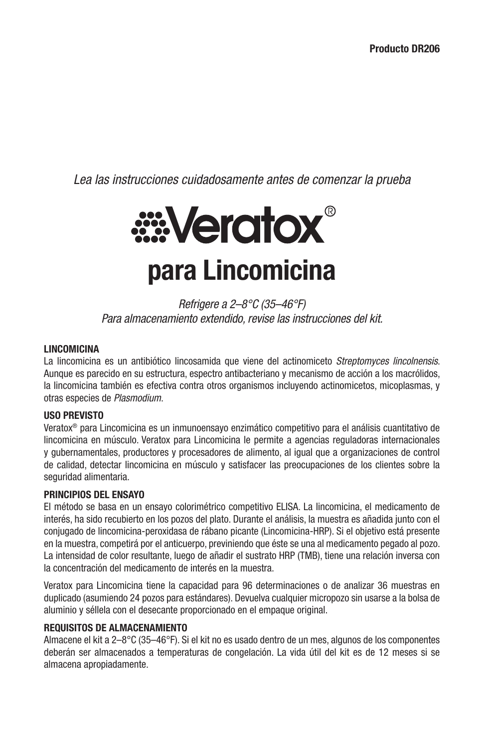**Producto DR206**

*Lea las instrucciones cuidadosamente antes de comenzar la prueba*

# Veratox®

# para Lincomicina

*Refrigere a 2–8°C (35–46°F)*
*Para almacenamiento extendido, revise las instrucciones del kit.*

### LINCOMICINA

La lincomicina es un antibiótico lincosamida que viene del actinomiceto *Streptomyces lincolnensis*. Aunque es parecido en su estructura, espectro antibacteriano y mecanismo de acción a los macrólidos, la lincomicina también es efectiva contra otros organismos incluyendo actinomicetos, micoplasmas, y otras especies de *Plasmodium*.

### USO PREVISTO

Veratox® para Lincomicina es un inmunoensayo enzimático competitivo para el análisis cuantitativo de lincomicina en músculo. Veratox para Lincomicina le permite a agencias reguladoras internacionales y gubernamentales, productores y procesadores de alimento, al igual que a organizaciones de control de calidad, detectar lincomicina en músculo y satisfacer las preocupaciones de los clientes sobre la seguridad alimentaria.

### PRINCIPIOS DEL ENSAYO

El método se basa en un ensayo colorimétrico competitivo ELISA. La lincomicina, el medicamento de interés, ha sido recubierto en los pozos del plato. Durante el análisis, la muestra es añadida junto con el conjugado de lincomicina-peroxidasa de rábano picante (Lincomicina-HRP). Si el objetivo está presente en la muestra, competirá por el anticuerpo, previniendo que éste se una al medicamento pegado al pozo. La intensidad de color resultante, luego de añadir el sustrato HRP (TMB), tiene una relación inversa con la concentración del medicamento de interés en la muestra.

Veratox para Lincomicina tiene la capacidad para 96 determinaciones o de analizar 36 muestras en duplicado (asumiendo 24 pozos para estándares). Devuelva cualquier micropozo sin usarse a la bolsa de aluminio y séllela con el desecante proporcionado en el empaque original.

### REQUISITOS DE ALMACENAMIENTO

Almacene el kit a 2–8°C (35–46°F). Si el kit no es usado dentro de un mes, algunos de los componentes deberán ser almacenados a temperaturas de congelación. La vida útil del kit es de 12 meses si se almacena apropiadamente.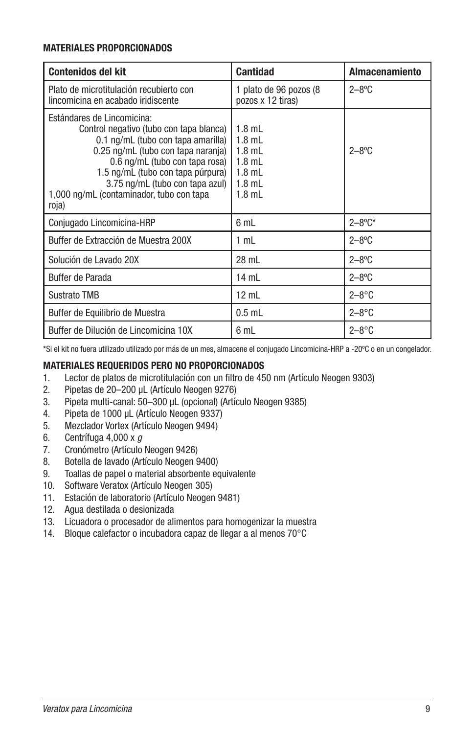**MATERIALES PROPORCIONADOS**

| Contenidos del kit | Cantidad | Almacenamiento |
|---|---|---|
| Plato de microtitulación recubierto con lincomicina en acabado iridiscente | 1 plato de 96 pozos (8 pozos x 12 tiras) | 2–8ºC |
| Estándares de Lincomicina:<br>Control negativo (tubo con tapa blanca)<br>0.1 ng/mL (tubo con tapa amarilla)<br>0.25 ng/mL (tubo con tapa naranja)<br>0.6 ng/mL (tubo con tapa rosa)<br>1.5 ng/mL (tubo con tapa púrpura)<br>3.75 ng/mL (tubo con tapa azul)<br>1,000 ng/mL (contaminador, tubo con tapa roja) | <br>1.8 mL<br>1.8 mL<br>1.8 mL<br>1.8 mL<br>1.8 mL<br>1.8 mL<br>1.8 mL | 2–8ºC |
| Conjugado Lincomicina-HRP | 6 mL | 2–8ºC* |
| Buffer de Extracción de Muestra 200X | 1 mL | 2–8ºC |
| Solución de Lavado 20X | 28 mL | 2–8ºC |
| Buffer de Parada | 14 mL | 2–8ºC |
| Sustrato TMB | 12 mL | 2–8°C |
| Buffer de Equilibrio de Muestra | 0.5 mL | 2–8°C |
| Buffer de Dilución de Lincomicina 10X | 6 mL | 2–8°C |

*Si el kit no fuera utilizado utilizado por más de un mes, almacene el conjugado Lincomicina-HRP a -20ºC o en un congelador.

**MATERIALES REQUERIDOS PERO NO PROPORCIONADOS**

1. Lector de platos de microtitulación con un filtro de 450 nm (Artículo Neogen 9303)
2. Pipetas de 20–200 µL (Artículo Neogen 9276)
3. Pipeta multi-canal: 50–300 µL (opcional) (Artículo Neogen 9385)
4. Pipeta de 1000 µL (Artículo Neogen 9337)
5. Mezclador Vortex (Artículo Neogen 9494)
6. Centrífuga 4,000 x *g*
7. Cronómetro (Artículo Neogen 9426)
8. Botella de lavado (Artículo Neogen 9400)
9. Toallas de papel o material absorbente equivalente
10. Software Veratox (Artículo Neogen 305)
11. Estación de laboratorio (Artículo Neogen 9481)
12. Agua destilada o desionizada
13. Licuadora o procesador de alimentos para homogenizar la muestra
14. Bloque calefactor o incubadora capaz de llegar a al menos 70°C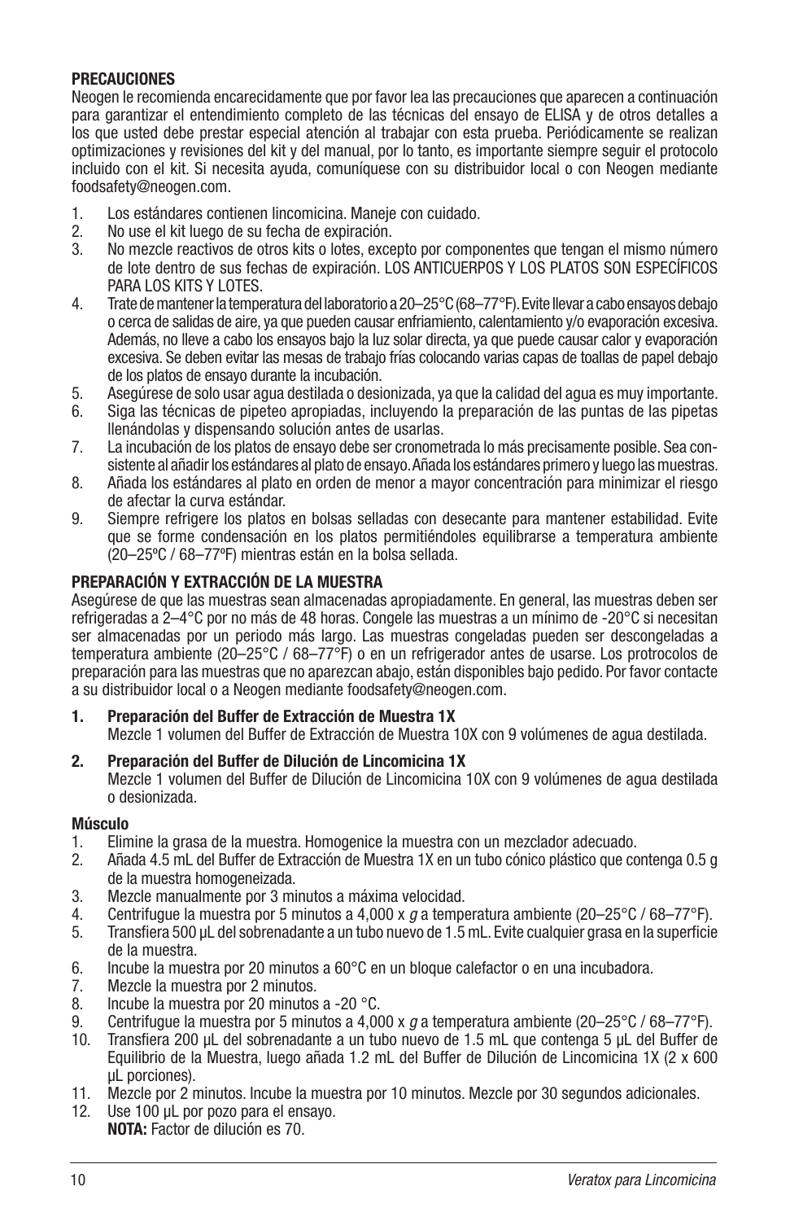**PRECAUCIONES**

Neogen le recomienda encarecidamente que por favor lea las precauciones que aparecen a continuación para garantizar el entendimiento completo de las técnicas del ensayo de ELISA y de otros detalles a los que usted debe prestar especial atención al trabajar con esta prueba. Periódicamente se realizan optimizaciones y revisiones del kit y del manual, por lo tanto, es importante siempre seguir el protocolo incluido con el kit. Si necesita ayuda, comuníquese con su distribuidor local o con Neogen mediante foodsafety@neogen.com.

1. Los estándares contienen lincomicina. Maneje con cuidado.
2. No use el kit luego de su fecha de expiración.
3. No mezcle reactivos de otros kits o lotes, excepto por componentes que tengan el mismo número de lote dentro de sus fechas de expiración. LOS ANTICUERPOS Y LOS PLATOS SON ESPECÍFICOS PARA LOS KITS Y LOTES.
4. Trate de mantener la temperatura del laboratorio a 20–25°C (68–77°F). Evite llevar a cabo ensayos debajo o cerca de salidas de aire, ya que pueden causar enfriamiento, calentamiento y/o evaporación excesiva. Además, no lleve a cabo los ensayos bajo la luz solar directa, ya que puede causar calor y evaporación excesiva. Se deben evitar las mesas de trabajo frías colocando varias capas de toallas de papel debajo de los platos de ensayo durante la incubación.
5. Asegúrese de solo usar agua destilada o desionizada, ya que la calidad del agua es muy importante.
6. Siga las técnicas de pipeteo apropiadas, incluyendo la preparación de las puntas de las pipetas llenándolas y dispensando solución antes de usarlas.
7. La incubación de los platos de ensayo debe ser cronometrada lo más precisamente posible. Sea consistente al añadir los estándares al plato de ensayo. Añada los estándares primero y luego las muestras.
8. Añada los estándares al plato en orden de menor a mayor concentración para minimizar el riesgo de afectar la curva estándar.
9. Siempre refrigere los platos en bolsas selladas con desecante para mantener estabilidad. Evite que se forme condensación en los platos permitiéndoles equilibrarse a temperatura ambiente (20–25ºC / 68–77ºF) mientras están en la bolsa sellada.

**PREPARACIÓN Y EXTRACCIÓN DE LA MUESTRA**

Asegúrese de que las muestras sean almacenadas apropiadamente. En general, las muestras deben ser refrigeradas a 2–4°C por no más de 48 horas. Congele las muestras a un mínimo de -20°C si necesitan ser almacenadas por un periodo más largo. Las muestras congeladas pueden ser descongeladas a temperatura ambiente (20–25°C / 68–77°F) o en un refrigerador antes de usarse. Los protocolos de preparación para las muestras que no aparezcan abajo, están disponibles bajo pedido. Por favor contacte a su distribuidor local o a Neogen mediante foodsafety@neogen.com.

1. **Preparación del Buffer de Extracción de Muestra 1X**
   Mezcle 1 volumen del Buffer de Extracción de Muestra 10X con 9 volúmenes de agua destilada.

2. **Preparación del Buffer de Dilución de Lincomicina 1X**
   Mezcle 1 volumen del Buffer de Dilución de Lincomicina 10X con 9 volúmenes de agua destilada o desionizada.

**Músculo**

1. Elimine la grasa de la muestra. Homogenice la muestra con un mezclador adecuado.
2. Añada 4.5 mL del Buffer de Extracción de Muestra 1X en un tubo cónico plástico que contenga 0.5 g de la muestra homogeneizada.
3. Mezcle manualmente por 3 minutos a máxima velocidad.
4. Centrifugue la muestra por 5 minutos a 4,000 x *g* a temperatura ambiente (20–25°C / 68–77°F).
5. Transfiera 500 µL del sobrenadante a un tubo nuevo de 1.5 mL. Evite cualquier grasa en la superficie de la muestra.
6. Incube la muestra por 20 minutos a 60°C en un bloque calefactor o en una incubadora.
7. Mezcle la muestra por 2 minutos.
8. Incube la muestra por 20 minutos a -20 °C.
9. Centrifugue la muestra por 5 minutos a 4,000 x *g* a temperatura ambiente (20–25°C / 68–77°F).
10. Transfiera 200 µL del sobrenadante a un tubo nuevo de 1.5 mL que contenga 5 µL del Buffer de Equilibrio de la Muestra, luego añada 1.2 mL del Buffer de Dilución de Lincomicina 1X (2 x 600 µL porciones).
11. Mezcle por 2 minutos. Incube la muestra por 10 minutos. Mezcle por 30 segundos adicionales.
12. Use 100 µL por pozo para el ensayo.
    **NOTA:** Factor de dilución es 70.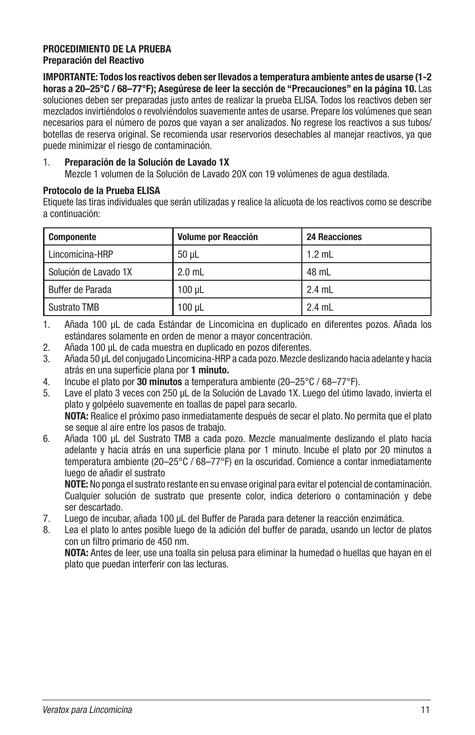**PROCEDIMIENTO DE LA PRUEBA**
**Preparación del Reactivo**

**IMPORTANTE: Todos los reactivos deben ser llevados a temperatura ambiente antes de usarse (1-2 horas a 20–25°C / 68–77°F); Asegúrese de leer la sección de "Precauciones" en la página 10.** Las soluciones deben ser preparadas justo antes de realizar la prueba ELISA. Todos los reactivos deben ser mezclados invirtiéndolos o revolviéndolos suavemente antes de usarse. Prepare los volúmenes que sean necesarios para el número de pozos que vayan a ser analizados. No regrese los reactivos a sus tubos/botellas de reserva original. Se recomienda usar reservorios desechables al manejar reactivos, ya que puede minimizar el riesgo de contaminación.

1. **Preparación de la Solución de Lavado 1X**
   Mezcle 1 volumen de la Solución de Lavado 20X con 19 volúmenes de agua destilada.

**Protocolo de la Prueba ELISA**
Etiquete las tiras individuales que serán utilizadas y realice la alícuota de los reactivos como se describe a continuación:

| Componente | Volume por Reacción | 24 Reacciones |
|---|---|---|
| Lincomicina-HRP | 50 µL | 1.2 mL |
| Solución de Lavado 1X | 2.0 mL | 48 mL |
| Buffer de Parada | 100 µL | 2.4 mL |
| Sustrato TMB | 100 µL | 2.4 mL |

1. Añada 100 µL de cada Estándar de Lincomicina en duplicado en diferentes pozos. Añada los estándares solamente en orden de menor a mayor concentración.
2. Añada 100 µL de cada muestra en duplicado en pozos diferentes.
3. Añada 50 µL del conjugado Lincomicina-HRP a cada pozo. Mezcle deslizando hacia adelante y hacia atrás en una superficie plana por **1 minuto.**
4. Incube el plato por **30 minutos** a temperatura ambiente (20–25°C / 68–77°F).
5. Lave el plato 3 veces con 250 µL de la Solución de Lavado 1X. Luego del útimo lavado, invierta el plato y golpéelo suavemente en toallas de papel para secarlo.
   **NOTA:** Realice el próximo paso inmediatamente después de secar el plato. No permita que el plato se seque al aire entre los pasos de trabajo.
6. Añada 100 µL del Sustrato TMB a cada pozo. Mezcle manualmente deslizando el plato hacia adelante y hacia atrás en una superficie plana por 1 minuto. Incube el plato por 20 minutos a temperatura ambiente (20–25°C / 68–77°F) en la oscuridad. Comience a contar inmediatamente luego de añadir el sustrato
   **NOTE:** No ponga el sustrato restante en su envase original para evitar el potencial de contaminación. Cualquier solución de sustrato que presente color, indica deterioro o contaminación y debe ser descartado.
7. Luego de incubar, añada 100 µL del Buffer de Parada para detener la reacción enzimática.
8. Lea el plato lo antes posible luego de la adición del buffer de parada, usando un lector de platos con un filtro primario de 450 nm.
   **NOTA:** Antes de leer, use una toalla sin pelusa para eliminar la humedad o huellas que hayan en el plato que puedan interferir con las lecturas.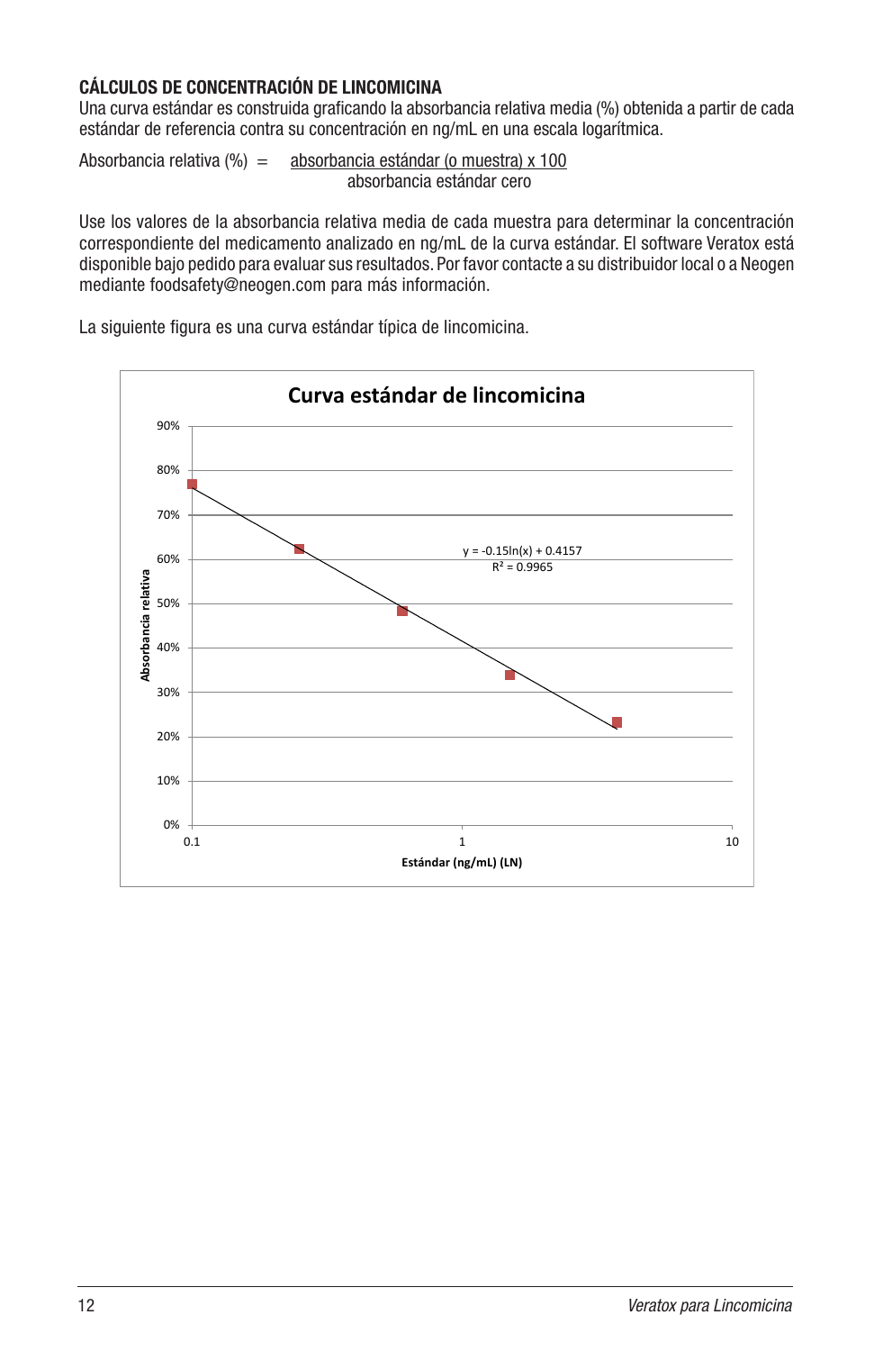**CÁLCULOS DE CONCENTRACIÓN DE LINCOMICINA**

Una curva estándar es construida graficando la absorbancia relativa media (%) obtenida a partir de cada estándar de referencia contra su concentración en ng/mL en una escala logarítmica.

$$\text{Absorbancia relativa (\%)} = \frac{\text{absorbancia estándar (o muestra) x 100}}{\text{absorbancia estándar cero}}$$

Use los valores de la absorbancia relativa media de cada muestra para determinar la concentración correspondiente del medicamento analizado en ng/mL de la curva estándar. El software Veratox está disponible bajo pedido para evaluar sus resultados. Por favor contacte a su distribuidor local o a Neogen mediante foodsafety@neogen.com para más información.

La siguiente figura es una curva estándar típica de lincomicina.

**Curva estándar de lincomicina**

$y = -0.15\ln(x) + 0.4157$

$R^2 = 0.9965$

Eje Y: Absorbancia relativa (0%–90%)

Eje X: Estándar (ng/mL) (LN) (0.1, 1, 10)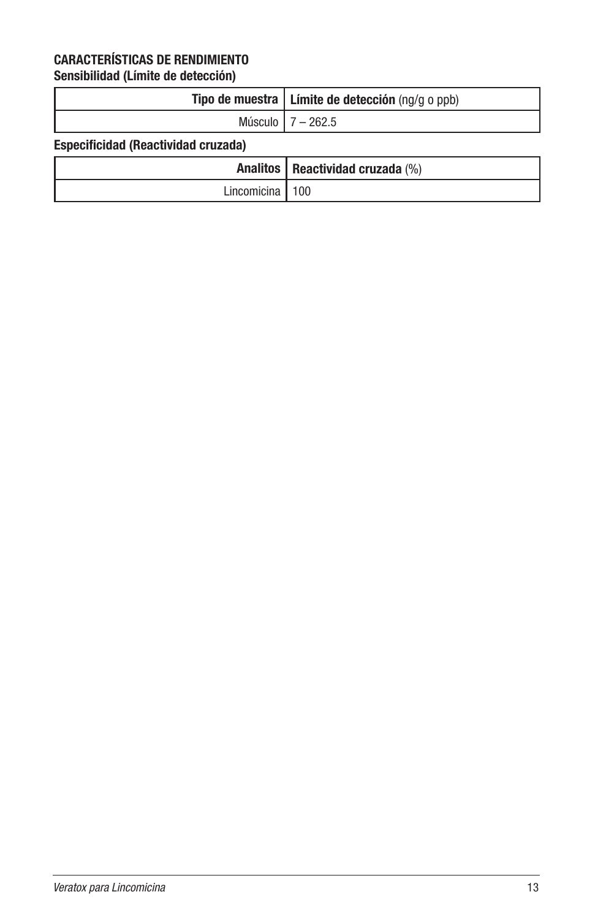## CARACTERÍSTICAS DE RENDIMIENTO

### Sensibilidad (Límite de detección)

| **Tipo de muestra** | **Límite de detección** (ng/g o ppb) |
|---:|---|
| Músculo | 7 – 262.5 |

### Especificidad (Reactividad cruzada)

| **Analitos** | **Reactividad cruzada** (%) |
|---:|---|
| Lincomicina | 100 |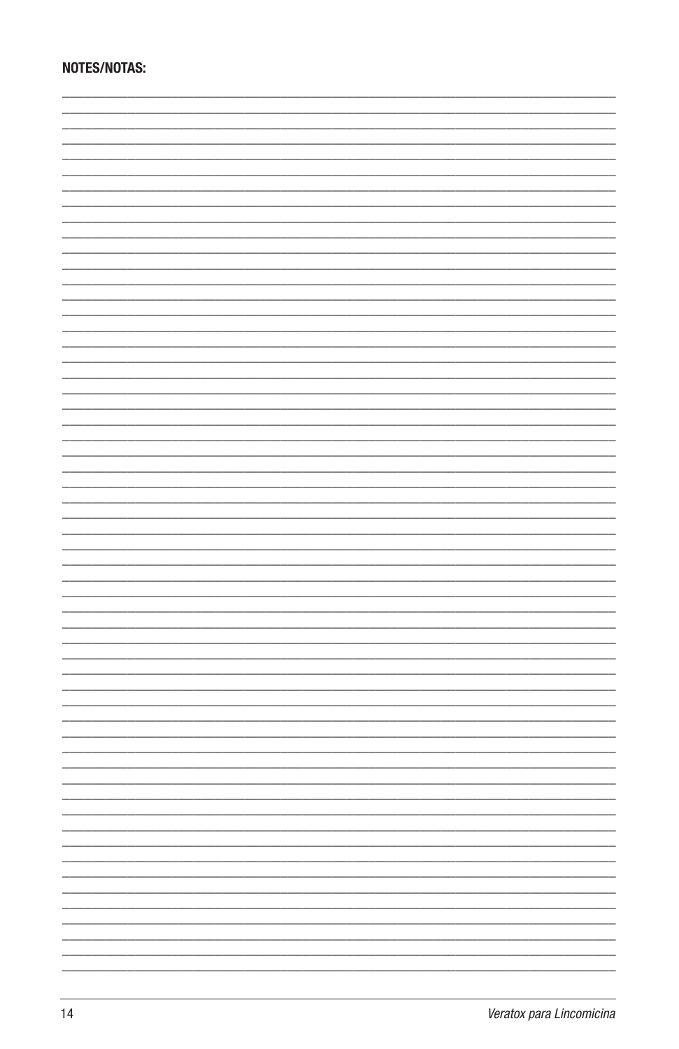**NOTES/NOTAS:**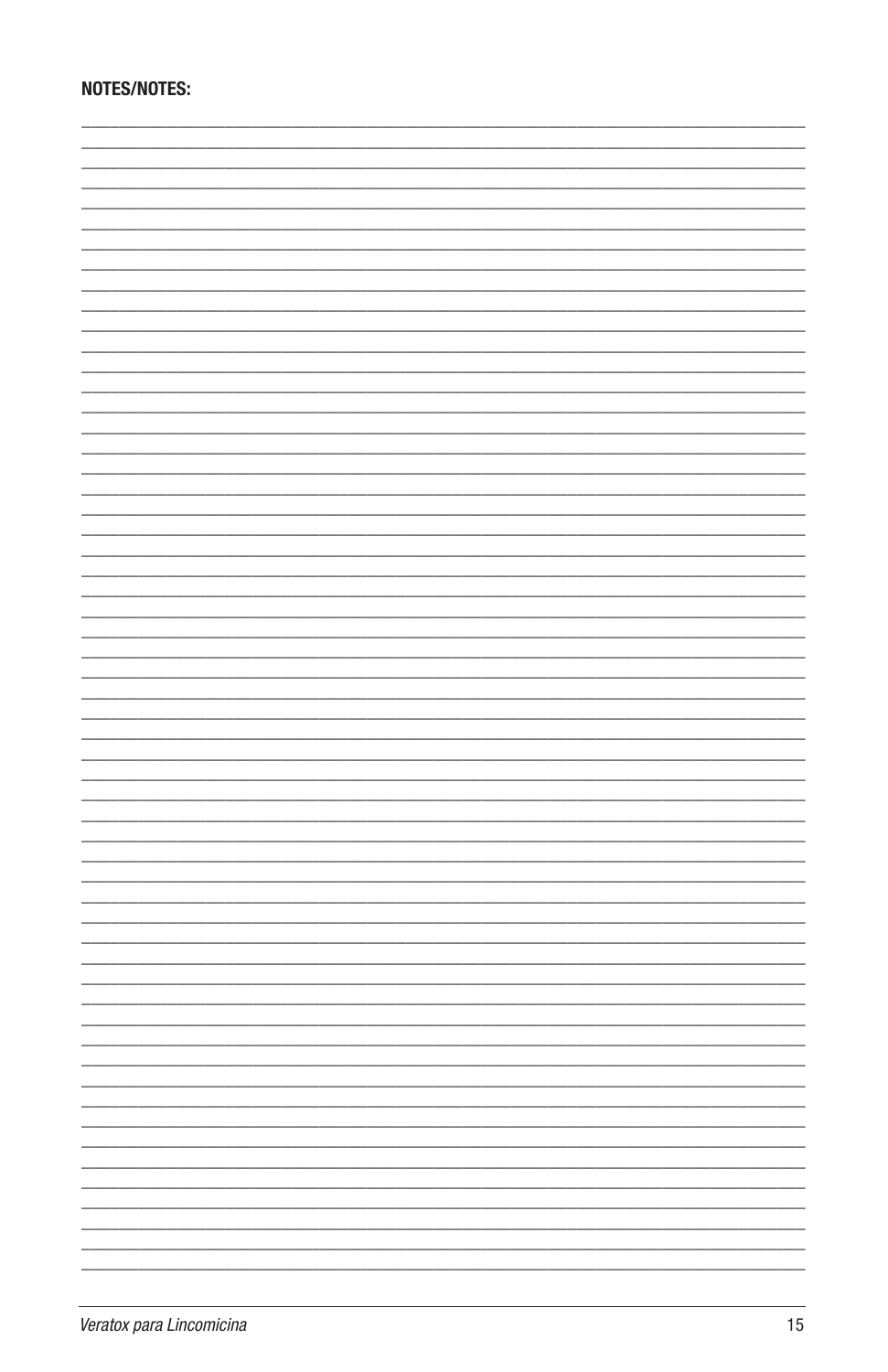**NOTES/NOTES:**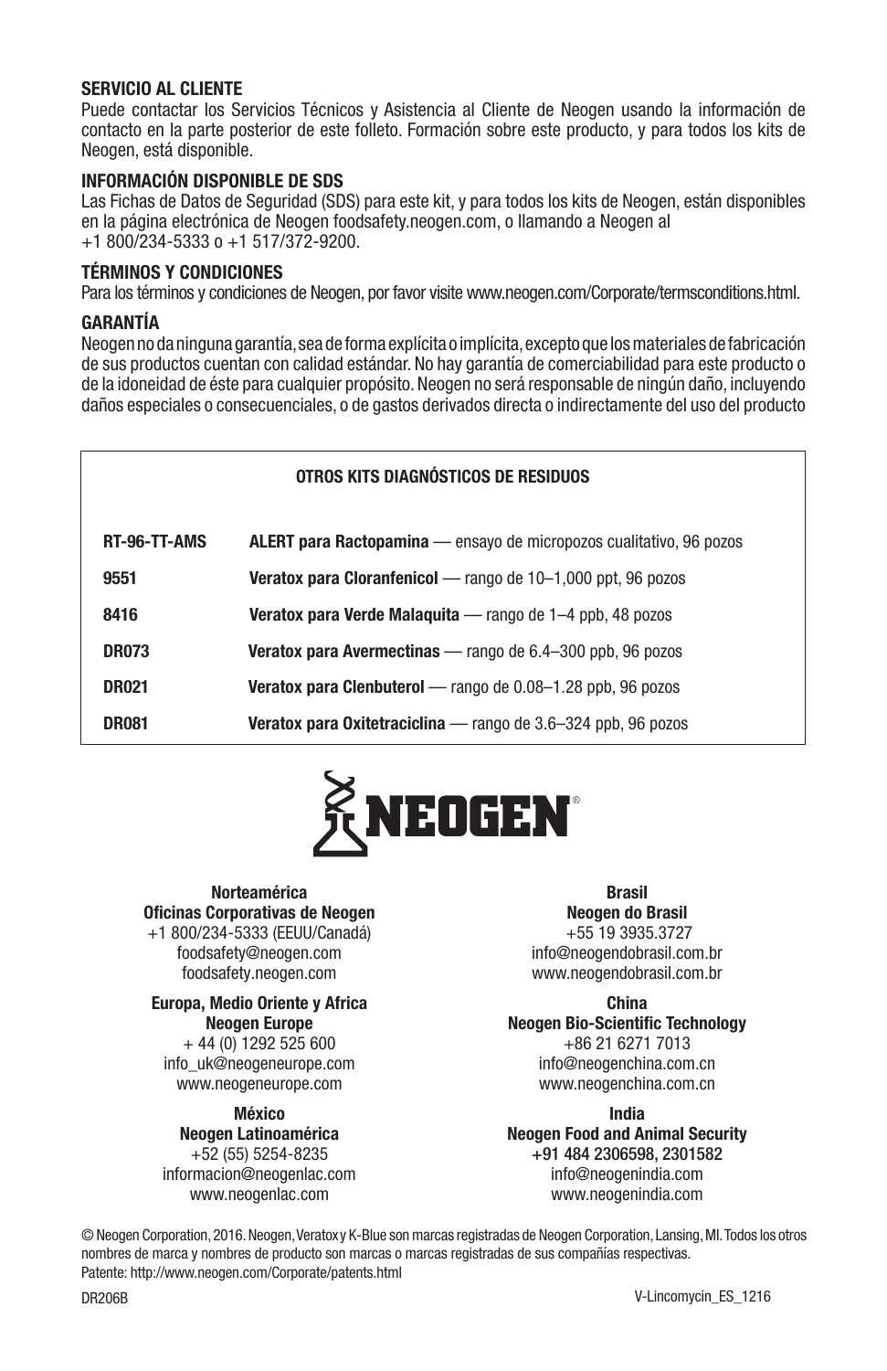**SERVICIO AL CLIENTE**

Puede contactar los Servicios Técnicos y Asistencia al Cliente de Neogen usando la información de contacto en la parte posterior de este folleto. Formación sobre este producto, y para todos los kits de Neogen, está disponible.

**INFORMACIÓN DISPONIBLE DE SDS**

Las Fichas de Datos de Seguridad (SDS) para este kit, y para todos los kits de Neogen, están disponibles en la página electrónica de Neogen foodsafety.neogen.com, o llamando a Neogen al +1 800/234-5333 o +1 517/372-9200.

**TÉRMINOS Y CONDICIONES**

Para los términos y condiciones de Neogen, por favor visite www.neogen.com/Corporate/termsconditions.html.

**GARANTÍA**

Neogen no da ninguna garantía, sea de forma explícita o implícita, excepto que los materiales de fabricación de sus productos cuentan con calidad estándar. No hay garantía de comerciabilidad para este producto o de la idoneidad de éste para cualquier propósito. Neogen no será responsable de ningún daño, incluyendo daños especiales o consecuenciales, o de gastos derivados directa o indirectamente del uso del producto

**OTROS KITS DIAGNÓSTICOS DE RESIDUOS**

| | |
|---|---|
| **RT-96-TT-AMS** | **ALERT para Ractopamina** — ensayo de micropozos cualitativo, 96 pozos |
| **9551** | **Veratox para Cloranfenicol** — rango de 10–1,000 ppt, 96 pozos |
| **8416** | **Veratox para Verde Malaquita** — rango de 1–4 ppb, 48 pozos |
| **DR073** | **Veratox para Avermectinas** — rango de 6.4–300 ppb, 96 pozos |
| **DR021** | **Veratox para Clenbuterol** — rango de 0.08–1.28 ppb, 96 pozos |
| **DR081** | **Veratox para Oxitetraciclina** — rango de 3.6–324 ppb, 96 pozos |

NEOGEN®

**Norteamérica**
**Oficinas Corporativas de Neogen**
+1 800/234-5333 (EEUU/Canadá)
foodsafety@neogen.com
foodsafety.neogen.com

**Europa, Medio Oriente y Africa**
**Neogen Europe**
+ 44 (0) 1292 525 600
info_uk@neogeneurope.com
www.neogeneurope.com

**México**
**Neogen Latinoamérica**
+52 (55) 5254-8235
informacion@neogenlac.com
www.neogenlac.com

**Brasil**
**Neogen do Brasil**
+55 19 3935.3727
info@neogendobrasil.com.br
www.neogendobrasil.com.br

**China**
**Neogen Bio-Scientific Technology**
+86 21 6271 7013
info@neogenchina.com.cn
www.neogenchina.com.cn

**India**
**Neogen Food and Animal Security**
**+91 484 2306598, 2301582**
info@neogenindia.com
www.neogenindia.com

© Neogen Corporation, 2016. Neogen, Veratox y K-Blue son marcas registradas de Neogen Corporation, Lansing, MI. Todos los otros nombres de marca y nombres de producto son marcas o marcas registradas de sus compañías respectivas.
Patente: http://www.neogen.com/Corporate/patents.html

DR206B

V-Lincomycin_ES_1216